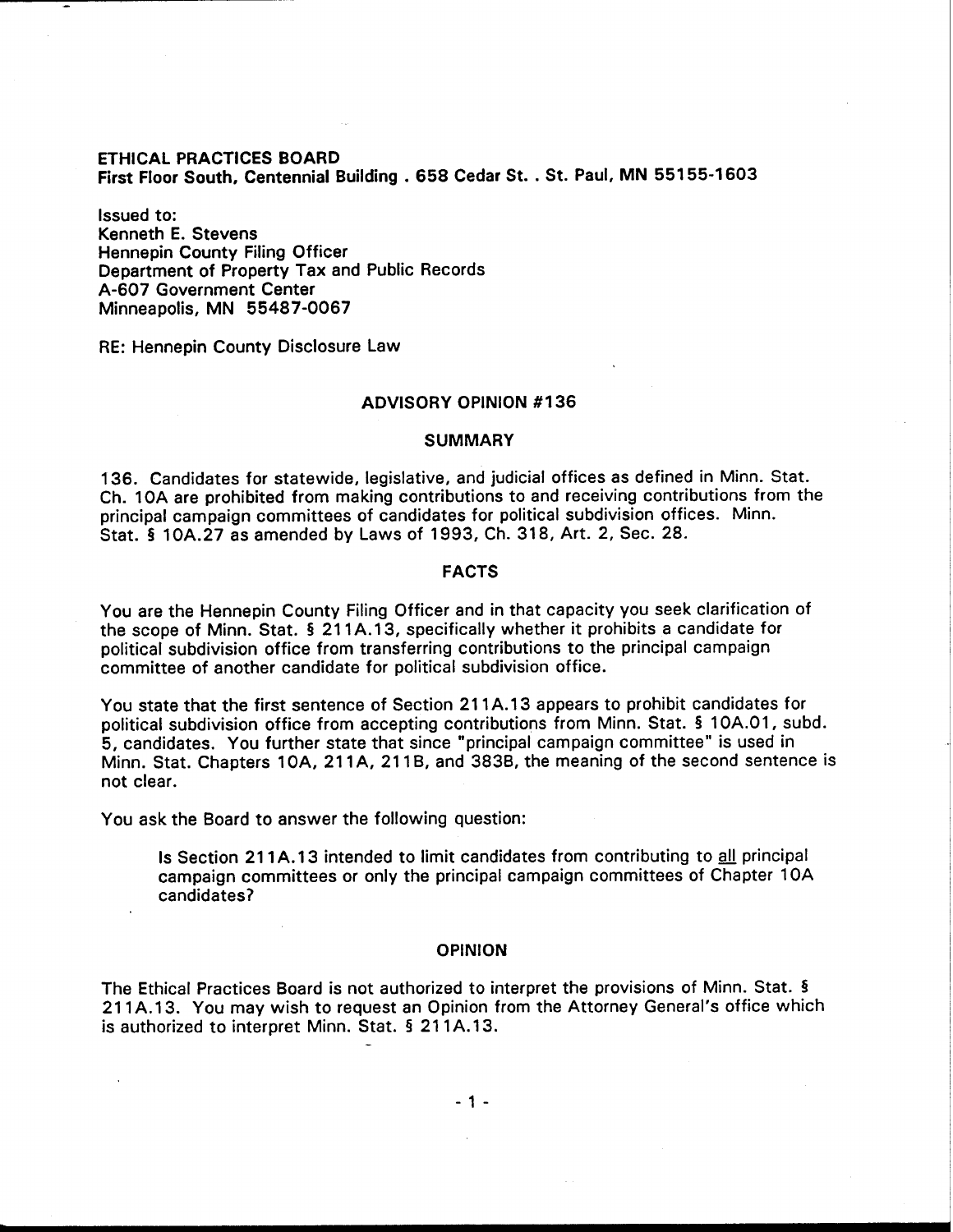**ETHICAL PRACTICES BOARD**
**First Floor South, Centennial Building . 658 Cedar St. . St. Paul, MN 55155-1603**

Issued to:
Kenneth E. Stevens
Hennepin County Filing Officer
Department of Property Tax and Public Records
A-607 Government Center
Minneapolis, MN 55487-0067

RE: Hennepin County Disclosure Law

## ADVISORY OPINION #136

### SUMMARY

136. Candidates for statewide, legislative, and judicial offices as defined in Minn. Stat. Ch. 10A are prohibited from making contributions to and receiving contributions from the principal campaign committees of candidates for political subdivision offices. Minn. Stat. § 10A.27 as amended by Laws of 1993, Ch. 318, Art. 2, Sec. 28.

### FACTS

You are the Hennepin County Filing Officer and in that capacity you seek clarification of the scope of Minn. Stat. § 211A.13, specifically whether it prohibits a candidate for political subdivision office from transferring contributions to the principal campaign committee of another candidate for political subdivision office.

You state that the first sentence of Section 211A.13 appears to prohibit candidates for political subdivision office from accepting contributions from Minn. Stat. § 10A.01, subd. 5, candidates. You further state that since "principal campaign committee" is used in Minn. Stat. Chapters 10A, 211A, 211B, and 383B, the meaning of the second sentence is not clear.

You ask the Board to answer the following question:

> Is Section 211A.13 intended to limit candidates from contributing to all principal campaign committees or only the principal campaign committees of Chapter 10A candidates?

### OPINION

The Ethical Practices Board is not authorized to interpret the provisions of Minn. Stat. § 211A.13. You may wish to request an Opinion from the Attorney General's office which is authorized to interpret Minn. Stat. § 211A.13.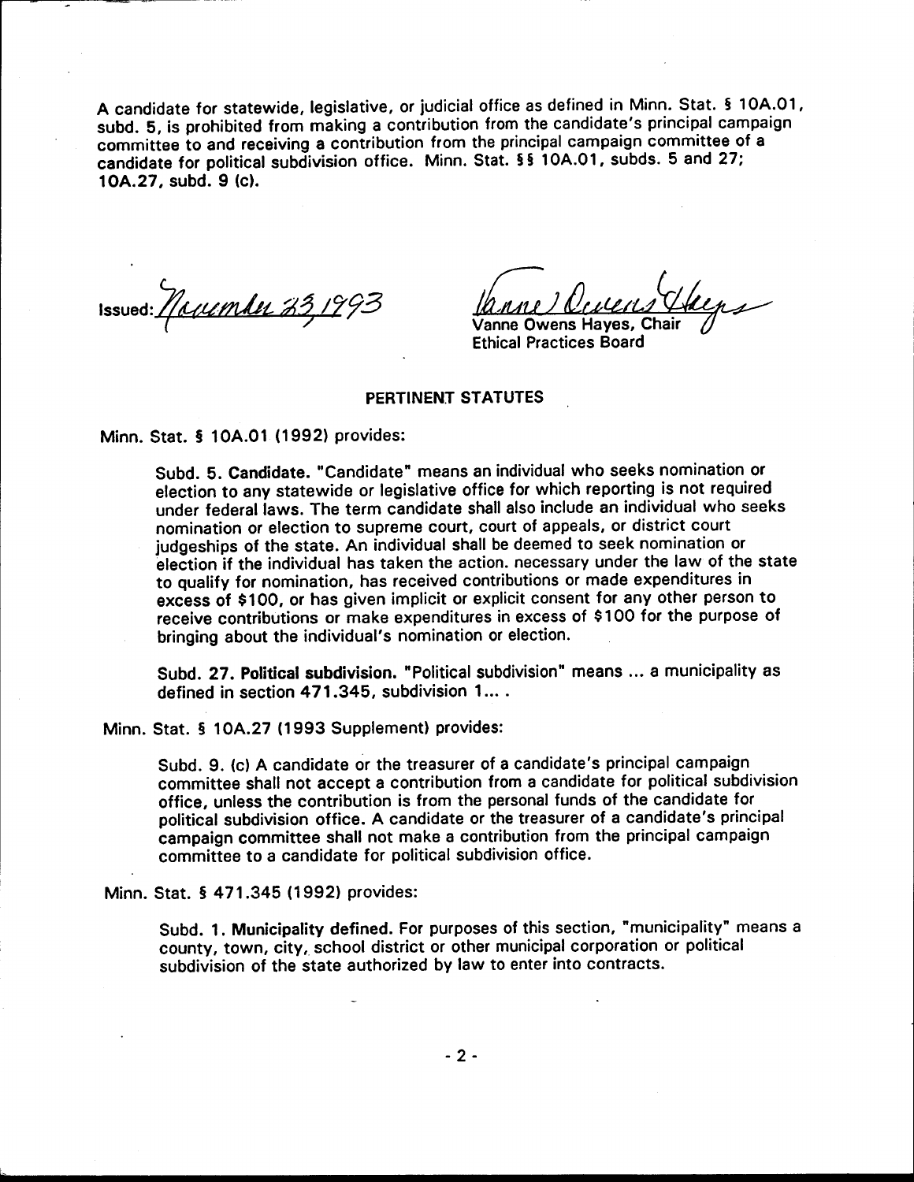A candidate for statewide, legislative, or judicial office as defined in Minn. Stat. § 10A.01, subd. 5, is prohibited from making a contribution from the candidate's principal campaign committee to and receiving a contribution from the principal campaign committee of a candidate for political subdivision office. Minn. Stat. §§ 10A.01, subds. 5 and 27; 10A.27, subd. 9 (c).

Issued: November 23, 1993

Vanne Owens Hayes, Chair
Ethical Practices Board

## PERTINENT STATUTES

Minn. Stat. § 10A.01 (1992) provides:

> Subd. 5. **Candidate.** "Candidate" means an individual who seeks nomination or election to any statewide or legislative office for which reporting is not required under federal laws. The term candidate shall also include an individual who seeks nomination or election to supreme court, court of appeals, or district court judgeships of the state. An individual shall be deemed to seek nomination or election if the individual has taken the action. necessary under the law of the state to qualify for nomination, has received contributions or made expenditures in excess of $100, or has given implicit or explicit consent for any other person to receive contributions or make expenditures in excess of $100 for the purpose of bringing about the individual's nomination or election.
>
> Subd. 27. **Political subdivision.** "Political subdivision" means ... a municipality as defined in section 471.345, subdivision 1... .

Minn. Stat. § 10A.27 (1993 Supplement) provides:

> Subd. 9. (c) A candidate or the treasurer of a candidate's principal campaign committee shall not accept a contribution from a candidate for political subdivision office, unless the contribution is from the personal funds of the candidate for political subdivision office. A candidate or the treasurer of a candidate's principal campaign committee shall not make a contribution from the principal campaign committee to a candidate for political subdivision office.

Minn. Stat. § 471.345 (1992) provides:

> Subd. 1. **Municipality defined.** For purposes of this section, "municipality" means a county, town, city, school district or other municipal corporation or political subdivision of the state authorized by law to enter into contracts.